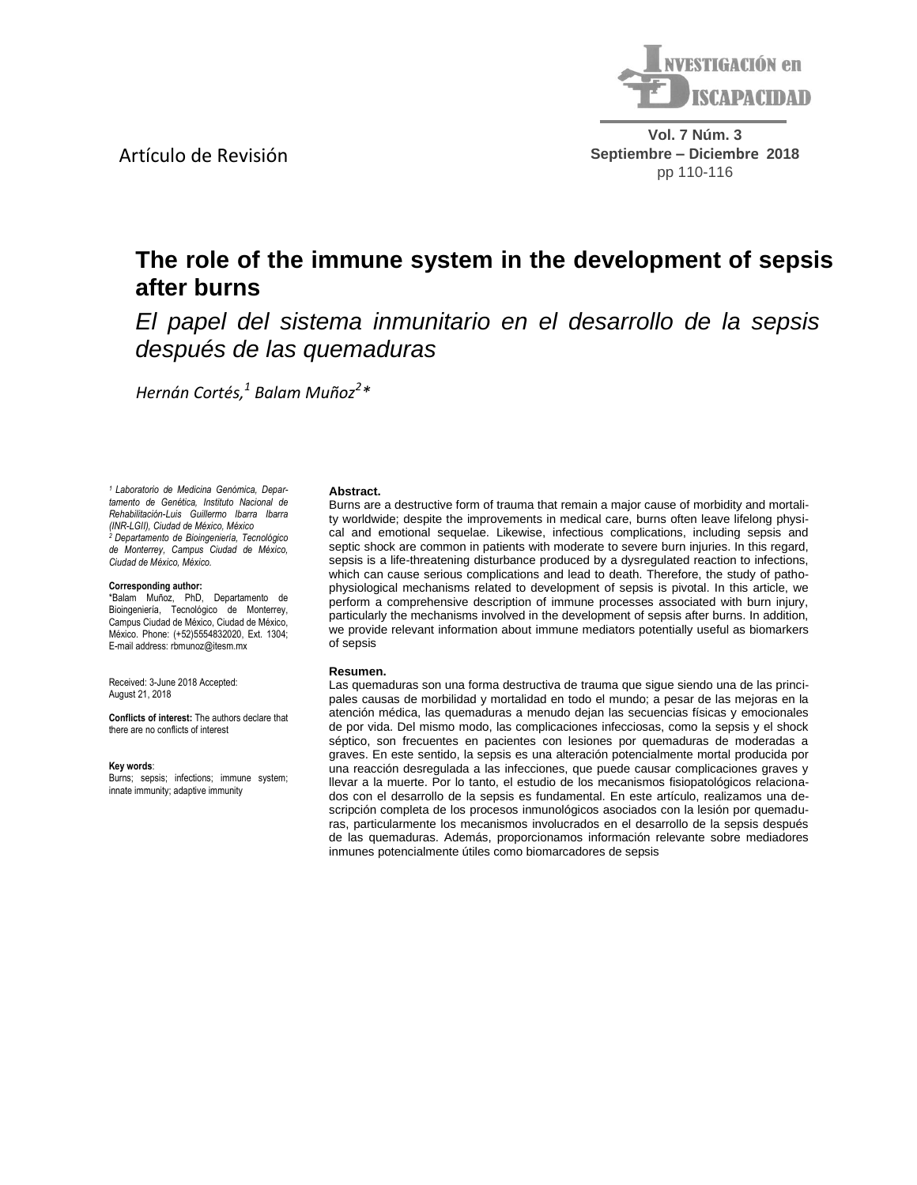Artículo de Revisión

# The role of the immune system in the development of sepsis after burns

## *El papel del sistema inmunitario en el desarrollo de la sepsis después de las quemaduras*

*Hernán Cortés,[1] Balam Muñoz[2]\**

*[1] Laboratorio de Medicina Genómica, Departamento de Genética, Instituto Nacional de Rehabilitación-Luis Guillermo Ibarra Ibarra (INR-LGII), Ciudad de México, México*
*[2] Departamento de Bioingeniería, Tecnológico de Monterrey, Campus Ciudad de México, Ciudad de México, México.*

**Corresponding author:**
*Balam Muñoz, PhD, Departamento de Bioingeniería, Tecnológico de Monterrey, Campus Ciudad de México, Ciudad de México, México. Phone: (+52)5554832020, Ext. 1304; E-mail address: rbmunoz@itesm.mx

Received: 3-June 2018 Accepted: August 21, 2018

**Conflicts of interest:** The authors declare that there are no conflicts of interest

**Key words**:
Burns; sepsis; infections; immune system; innate immunity; adaptive immunity

**Abstract.**
Burns are a destructive form of trauma that remain a major cause of morbidity and mortality worldwide; despite the improvements in medical care, burns often leave lifelong physical and emotional sequelae. Likewise, infectious complications, including sepsis and septic shock are common in patients with moderate to severe burn injuries. In this regard, sepsis is a life-threatening disturbance produced by a dysregulated reaction to infections, which can cause serious complications and lead to death. Therefore, the study of pathophysiological mechanisms related to development of sepsis is pivotal. In this article, we perform a comprehensive description of immune processes associated with burn injury, particularly the mechanisms involved in the development of sepsis after burns. In addition, we provide relevant information about immune mediators potentially useful as biomarkers of sepsis

**Resumen.**
Las quemaduras son una forma destructiva de trauma que sigue siendo una de las principales causas de morbilidad y mortalidad en todo el mundo; a pesar de las mejoras en la atención médica, las quemaduras a menudo dejan las secuencias físicas y emocionales de por vida. Del mismo modo, las complicaciones infecciosas, como la sepsis y el shock séptico, son frecuentes en pacientes con lesiones por quemaduras de moderadas a graves. En este sentido, la sepsis es una alteración potencialmente mortal producida por una reacción desregulada a las infecciones, que puede causar complicaciones graves y llevar a la muerte. Por lo tanto, el estudio de los mecanismos fisiopatológicos relacionados con el desarrollo de la sepsis es fundamental. En este artículo, realizamos una descripción completa de los procesos inmunológicos asociados con la lesión por quemaduras, particularmente los mecanismos involucrados en el desarrollo de la sepsis después de las quemaduras. Además, proporcionamos información relevante sobre mediadores inmunes potencialmente útiles como biomarcadores de sepsis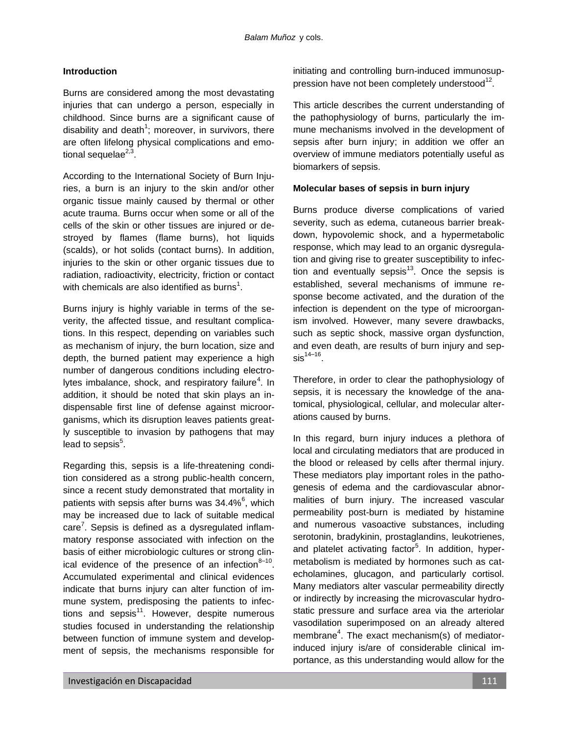## Introduction

Burns are considered among the most devastating injuries that can undergo a person, especially in childhood. Since burns are a significant cause of disability and death[1]; moreover, in survivors, there are often lifelong physical complications and emotional sequelae[2,3].

According to the International Society of Burn Injuries, a burn is an injury to the skin and/or other organic tissue mainly caused by thermal or other acute trauma. Burns occur when some or all of the cells of the skin or other tissues are injured or destroyed by flames (flame burns), hot liquids (scalds), or hot solids (contact burns). In addition, injuries to the skin or other organic tissues due to radiation, radioactivity, electricity, friction or contact with chemicals are also identified as burns[1].

Burns injury is highly variable in terms of the severity, the affected tissue, and resultant complications. In this respect, depending on variables such as mechanism of injury, the burn location, size and depth, the burned patient may experience a high number of dangerous conditions including electrolytes imbalance, shock, and respiratory failure[4]. In addition, it should be noted that skin plays an indispensable first line of defense against microorganisms, which its disruption leaves patients greatly susceptible to invasion by pathogens that may lead to sepsis[5].

Regarding this, sepsis is a life-threatening condition considered as a strong public-health concern, since a recent study demonstrated that mortality in patients with sepsis after burns was 34.4%[6], which may be increased due to lack of suitable medical care[7]. Sepsis is defined as a dysregulated inflammatory response associated with infection on the basis of either microbiologic cultures or strong clinical evidence of the presence of an infection[8–10]. Accumulated experimental and clinical evidences indicate that burns injury can alter function of immune system, predisposing the patients to infections and sepsis[11]. However, despite numerous studies focused in understanding the relationship between function of immune system and development of sepsis, the mechanisms responsible for initiating and controlling burn-induced immunosuppression have not been completely understood[12].

This article describes the current understanding of the pathophysiology of burns, particularly the immune mechanisms involved in the development of sepsis after burn injury; in addition we offer an overview of immune mediators potentially useful as biomarkers of sepsis.

## Molecular bases of sepsis in burn injury

Burns produce diverse complications of varied severity, such as edema, cutaneous barrier breakdown, hypovolemic shock, and a hypermetabolic response, which may lead to an organic dysregulation and giving rise to greater susceptibility to infection and eventually sepsis[13]. Once the sepsis is established, several mechanisms of immune response become activated, and the duration of the infection is dependent on the type of microorganism involved. However, many severe drawbacks, such as septic shock, massive organ dysfunction, and even death, are results of burn injury and sepsis[14–16].

Therefore, in order to clear the pathophysiology of sepsis, it is necessary the knowledge of the anatomical, physiological, cellular, and molecular alterations caused by burns.

In this regard, burn injury induces a plethora of local and circulating mediators that are produced in the blood or released by cells after thermal injury. These mediators play important roles in the pathogenesis of edema and the cardiovascular abnormalities of burn injury. The increased vascular permeability post-burn is mediated by histamine and numerous vasoactive substances, including serotonin, bradykinin, prostaglandins, leukotrienes, and platelet activating factor[5]. In addition, hypermetabolism is mediated by hormones such as catecholamines, glucagon, and particularly cortisol. Many mediators alter vascular permeability directly or indirectly by increasing the microvascular hydrostatic pressure and surface area via the arteriolar vasodilation superimposed on an already altered membrane[4]. The exact mechanism(s) of mediator-induced injury is/are of considerable clinical importance, as this understanding would allow for the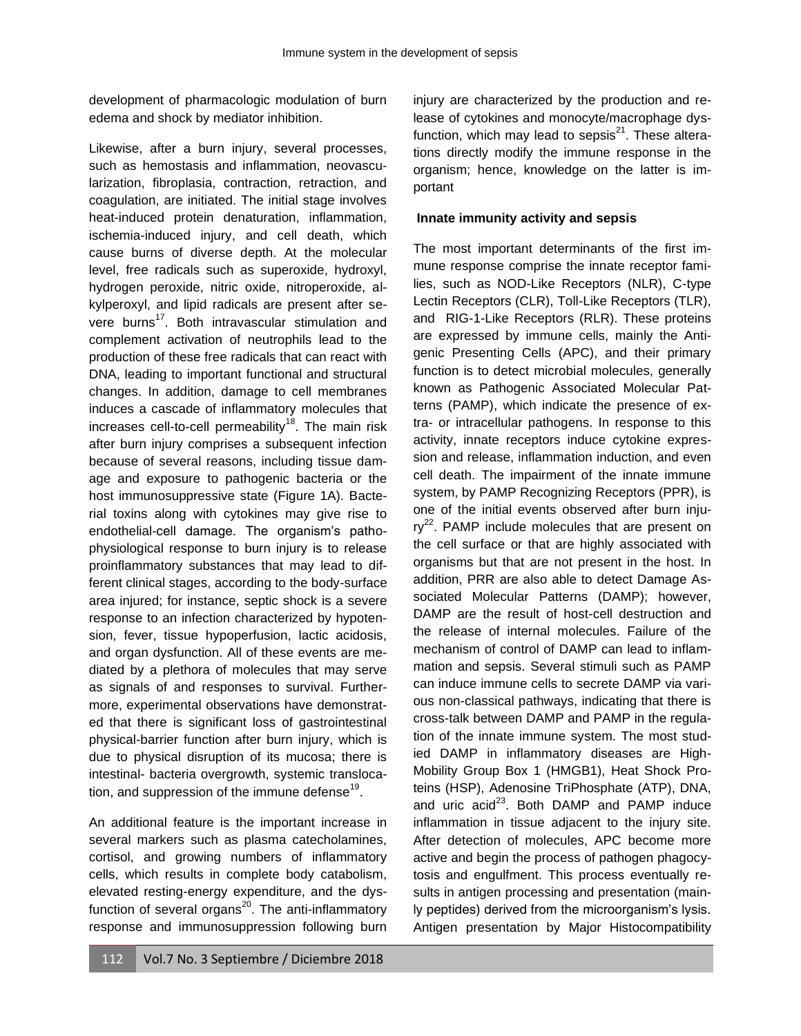development of pharmacologic modulation of burn edema and shock by mediator inhibition.

Likewise, after a burn injury, several processes, such as hemostasis and inflammation, neovascularization, fibroplasia, contraction, retraction, and coagulation, are initiated. The initial stage involves heat-induced protein denaturation, inflammation, ischemia-induced injury, and cell death, which cause burns of diverse depth. At the molecular level, free radicals such as superoxide, hydroxyl, hydrogen peroxide, nitric oxide, nitroperoxide, alkylperoxyl, and lipid radicals are present after severe burns[17]. Both intravascular stimulation and complement activation of neutrophils lead to the production of these free radicals that can react with DNA, leading to important functional and structural changes. In addition, damage to cell membranes induces a cascade of inflammatory molecules that increases cell-to-cell permeability[18]. The main risk after burn injury comprises a subsequent infection because of several reasons, including tissue damage and exposure to pathogenic bacteria or the host immunosuppressive state (Figure 1A). Bacterial toxins along with cytokines may give rise to endothelial-cell damage. The organism's pathophysiological response to burn injury is to release proinflammatory substances that may lead to different clinical stages, according to the body-surface area injured; for instance, septic shock is a severe response to an infection characterized by hypotension, fever, tissue hypoperfusion, lactic acidosis, and organ dysfunction. All of these events are mediated by a plethora of molecules that may serve as signals of and responses to survival. Furthermore, experimental observations have demonstrated that there is significant loss of gastrointestinal physical-barrier function after burn injury, which is due to physical disruption of its mucosa; there is intestinal- bacteria overgrowth, systemic translocation, and suppression of the immune defense[19].

An additional feature is the important increase in several markers such as plasma catecholamines, cortisol, and growing numbers of inflammatory cells, which results in complete body catabolism, elevated resting-energy expenditure, and the dysfunction of several organs[20]. The anti-inflammatory response and immunosuppression following burn injury are characterized by the production and release of cytokines and monocyte/macrophage dysfunction, which may lead to sepsis[21]. These alterations directly modify the immune response in the organism; hence, knowledge on the latter is important

## Innate immunity activity and sepsis

The most important determinants of the first immune response comprise the innate receptor families, such as NOD-Like Receptors (NLR), C-type Lectin Receptors (CLR), Toll-Like Receptors (TLR), and RIG-1-Like Receptors (RLR). These proteins are expressed by immune cells, mainly the Antigenic Presenting Cells (APC), and their primary function is to detect microbial molecules, generally known as Pathogenic Associated Molecular Patterns (PAMP), which indicate the presence of extra- or intracellular pathogens. In response to this activity, innate receptors induce cytokine expression and release, inflammation induction, and even cell death. The impairment of the innate immune system, by PAMP Recognizing Receptors (PPR), is one of the initial events observed after burn injury[22]. PAMP include molecules that are present on the cell surface or that are highly associated with organisms but that are not present in the host. In addition, PRR are also able to detect Damage Associated Molecular Patterns (DAMP); however, DAMP are the result of host-cell destruction and the release of internal molecules. Failure of the mechanism of control of DAMP can lead to inflammation and sepsis. Several stimuli such as PAMP can induce immune cells to secrete DAMP via various non-classical pathways, indicating that there is cross-talk between DAMP and PAMP in the regulation of the innate immune system. The most studied DAMP in inflammatory diseases are High-Mobility Group Box 1 (HMGB1), Heat Shock Proteins (HSP), Adenosine TriPhosphate (ATP), DNA, and uric acid[23]. Both DAMP and PAMP induce inflammation in tissue adjacent to the injury site. After detection of molecules, APC become more active and begin the process of pathogen phagocytosis and engulfment. This process eventually results in antigen processing and presentation (mainly peptides) derived from the microorganism's lysis. Antigen presentation by Major Histocompatibility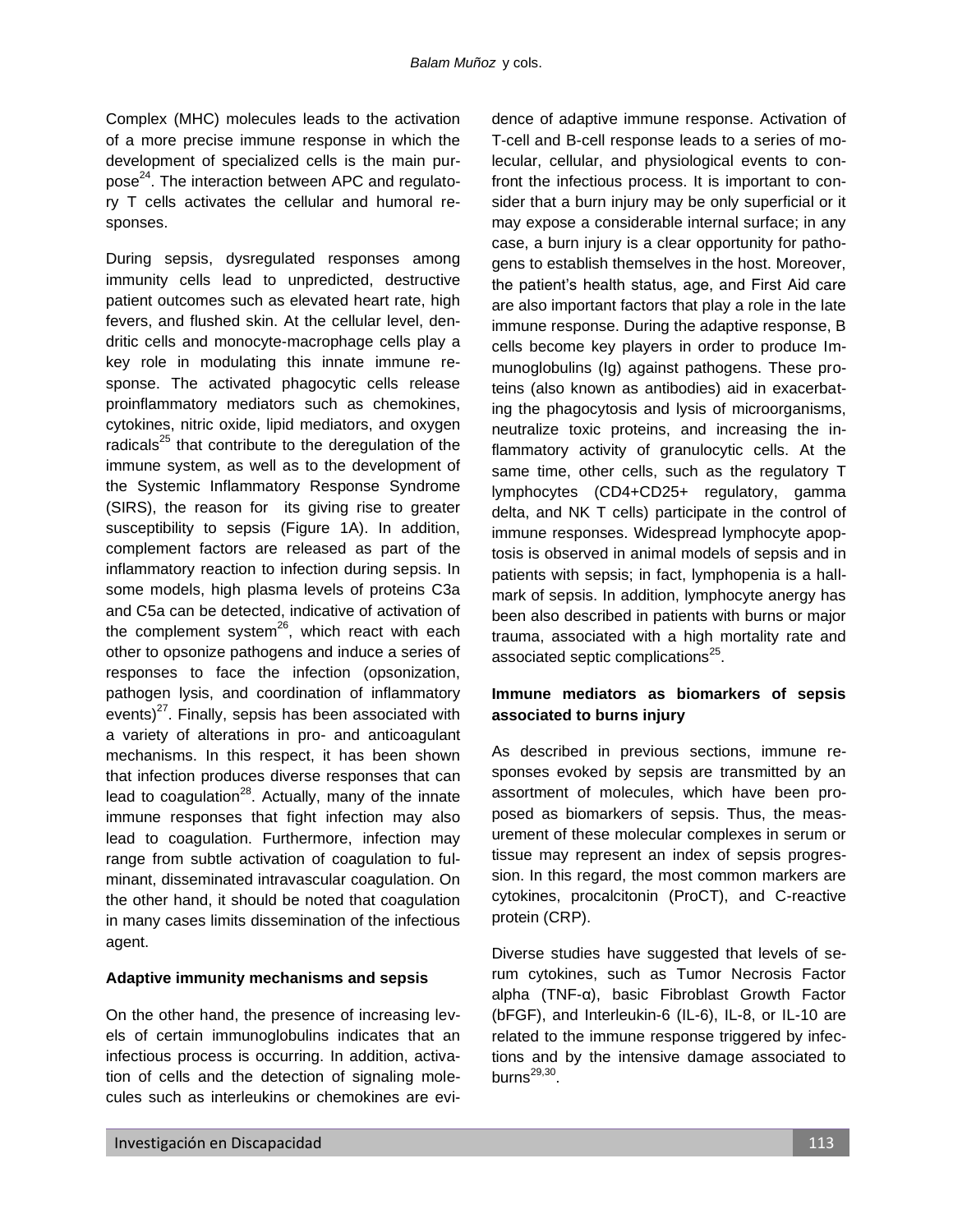Complex (MHC) molecules leads to the activation of a more precise immune response in which the development of specialized cells is the main purpose[24]. The interaction between APC and regulatory T cells activates the cellular and humoral responses.

During sepsis, dysregulated responses among immunity cells lead to unpredicted, destructive patient outcomes such as elevated heart rate, high fevers, and flushed skin. At the cellular level, dendritic cells and monocyte-macrophage cells play a key role in modulating this innate immune response. The activated phagocytic cells release proinflammatory mediators such as chemokines, cytokines, nitric oxide, lipid mediators, and oxygen radicals[25] that contribute to the deregulation of the immune system, as well as to the development of the Systemic Inflammatory Response Syndrome (SIRS), the reason for its giving rise to greater susceptibility to sepsis (Figure 1A). In addition, complement factors are released as part of the inflammatory reaction to infection during sepsis. In some models, high plasma levels of proteins C3a and C5a can be detected, indicative of activation of the complement system[26], which react with each other to opsonize pathogens and induce a series of responses to face the infection (opsonization, pathogen lysis, and coordination of inflammatory events)[27]. Finally, sepsis has been associated with a variety of alterations in pro- and anticoagulant mechanisms. In this respect, it has been shown that infection produces diverse responses that can lead to coagulation[28]. Actually, many of the innate immune responses that fight infection may also lead to coagulation. Furthermore, infection may range from subtle activation of coagulation to fulminant, disseminated intravascular coagulation. On the other hand, it should be noted that coagulation in many cases limits dissemination of the infectious agent.

### Adaptive immunity mechanisms and sepsis

On the other hand, the presence of increasing levels of certain immunoglobulins indicates that an infectious process is occurring. In addition, activation of cells and the detection of signaling molecules such as interleukins or chemokines are evidence of adaptive immune response. Activation of T-cell and B-cell response leads to a series of molecular, cellular, and physiological events to confront the infectious process. It is important to consider that a burn injury may be only superficial or it may expose a considerable internal surface; in any case, a burn injury is a clear opportunity for pathogens to establish themselves in the host. Moreover, the patient's health status, age, and First Aid care are also important factors that play a role in the late immune response. During the adaptive response, B cells become key players in order to produce Immunoglobulins (Ig) against pathogens. These proteins (also known as antibodies) aid in exacerbating the phagocytosis and lysis of microorganisms, neutralize toxic proteins, and increasing the inflammatory activity of granulocytic cells. At the same time, other cells, such as the regulatory T lymphocytes (CD4+CD25+ regulatory, gamma delta, and NK T cells) participate in the control of immune responses. Widespread lymphocyte apoptosis is observed in animal models of sepsis and in patients with sepsis; in fact, lymphopenia is a hallmark of sepsis. In addition, lymphocyte anergy has been also described in patients with burns or major trauma, associated with a high mortality rate and associated septic complications[25].

### Immune mediators as biomarkers of sepsis associated to burns injury

As described in previous sections, immune responses evoked by sepsis are transmitted by an assortment of molecules, which have been proposed as biomarkers of sepsis. Thus, the measurement of these molecular complexes in serum or tissue may represent an index of sepsis progression. In this regard, the most common markers are cytokines, procalcitonin (ProCT), and C-reactive protein (CRP).

Diverse studies have suggested that levels of serum cytokines, such as Tumor Necrosis Factor alpha (TNF-α), basic Fibroblast Growth Factor (bFGF), and Interleukin-6 (IL-6), IL-8, or IL-10 are related to the immune response triggered by infections and by the intensive damage associated to burns[29,30].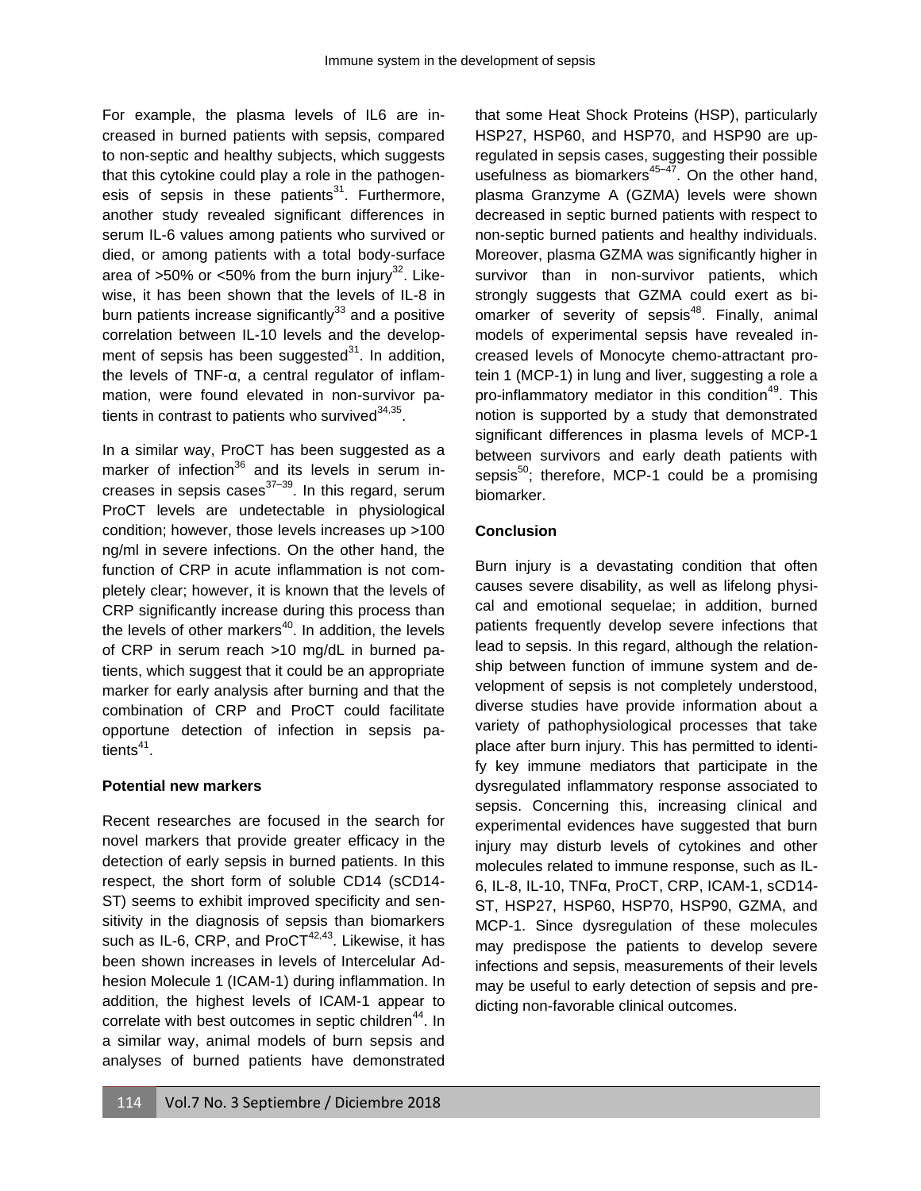For example, the plasma levels of IL6 are increased in burned patients with sepsis, compared to non-septic and healthy subjects, which suggests that this cytokine could play a role in the pathogenesis of sepsis in these patients[31]. Furthermore, another study revealed significant differences in serum IL-6 values among patients who survived or died, or among patients with a total body-surface area of >50% or <50% from the burn injury[32]. Likewise, it has been shown that the levels of IL-8 in burn patients increase significantly[33] and a positive correlation between IL-10 levels and the development of sepsis has been suggested[31]. In addition, the levels of TNF-α, a central regulator of inflammation, were found elevated in non-survivor patients in contrast to patients who survived[34,35].

In a similar way, ProCT has been suggested as a marker of infection[36] and its levels in serum increases in sepsis cases[37–39]. In this regard, serum ProCT levels are undetectable in physiological condition; however, those levels increases up >100 ng/ml in severe infections. On the other hand, the function of CRP in acute inflammation is not completely clear; however, it is known that the levels of CRP significantly increase during this process than the levels of other markers[40]. In addition, the levels of CRP in serum reach >10 mg/dL in burned patients, which suggest that it could be an appropriate marker for early analysis after burning and that the combination of CRP and ProCT could facilitate opportune detection of infection in sepsis patients[41].

**Potential new markers**

Recent researches are focused in the search for novel markers that provide greater efficacy in the detection of early sepsis in burned patients. In this respect, the short form of soluble CD14 (sCD14-ST) seems to exhibit improved specificity and sensitivity in the diagnosis of sepsis than biomarkers such as IL-6, CRP, and ProCT[42,43]. Likewise, it has been shown increases in levels of Intercelular Adhesion Molecule 1 (ICAM-1) during inflammation. In addition, the highest levels of ICAM-1 appear to correlate with best outcomes in septic children[44]. In a similar way, animal models of burn sepsis and analyses of burned patients have demonstrated that some Heat Shock Proteins (HSP), particularly HSP27, HSP60, and HSP70, and HSP90 are upregulated in sepsis cases, suggesting their possible usefulness as biomarkers[45–47]. On the other hand, plasma Granzyme A (GZMA) levels were shown decreased in septic burned patients with respect to non-septic burned patients and healthy individuals. Moreover, plasma GZMA was significantly higher in survivor than in non-survivor patients, which strongly suggests that GZMA could exert as biomarker of severity of sepsis[48]. Finally, animal models of experimental sepsis have revealed increased levels of Monocyte chemo-attractant protein 1 (MCP-1) in lung and liver, suggesting a role a pro-inflammatory mediator in this condition[49]. This notion is supported by a study that demonstrated significant differences in plasma levels of MCP-1 between survivors and early death patients with sepsis[50]; therefore, MCP-1 could be a promising biomarker.

**Conclusion**

Burn injury is a devastating condition that often causes severe disability, as well as lifelong physical and emotional sequelae; in addition, burned patients frequently develop severe infections that lead to sepsis. In this regard, although the relationship between function of immune system and development of sepsis is not completely understood, diverse studies have provide information about a variety of pathophysiological processes that take place after burn injury. This has permitted to identify key immune mediators that participate in the dysregulated inflammatory response associated to sepsis. Concerning this, increasing clinical and experimental evidences have suggested that burn injury may disturb levels of cytokines and other molecules related to immune response, such as IL-6, IL-8, IL-10, TNFα, ProCT, CRP, ICAM-1, sCD14-ST, HSP27, HSP60, HSP70, HSP90, GZMA, and MCP-1. Since dysregulation of these molecules may predispose the patients to develop severe infections and sepsis, measurements of their levels may be useful to early detection of sepsis and predicting non-favorable clinical outcomes.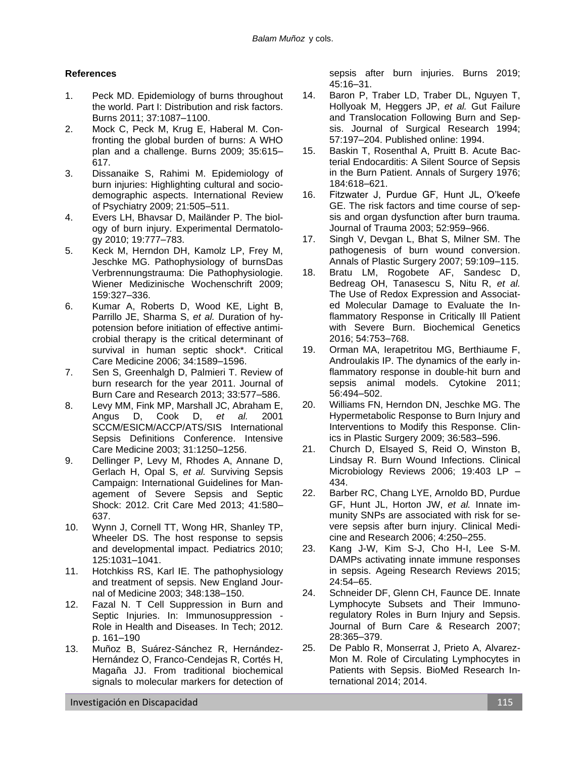**References**

1. Peck MD. Epidemiology of burns throughout the world. Part I: Distribution and risk factors. Burns 2011; 37:1087–1100.
2. Mock C, Peck M, Krug E, Haberal M. Confronting the global burden of burns: A WHO plan and a challenge. Burns 2009; 35:615–617.
3. Dissanaike S, Rahimi M. Epidemiology of burn injuries: Highlighting cultural and socio-demographic aspects. International Review of Psychiatry 2009; 21:505–511.
4. Evers LH, Bhavsar D, Mailänder P. The biology of burn injury. Experimental Dermatology 2010; 19:777–783.
5. Keck M, Herndon DH, Kamolz LP, Frey M, Jeschke MG. Pathophysiology of burnsDas Verbrennungstrauma: Die Pathophysiologie. Wiener Medizinische Wochenschrift 2009; 159:327–336.
6. Kumar A, Roberts D, Wood KE, Light B, Parrillo JE, Sharma S, *et al.* Duration of hypotension before initiation of effective antimicrobial therapy is the critical determinant of survival in human septic shock*. Critical Care Medicine 2006; 34:1589–1596.
7. Sen S, Greenhalgh D, Palmieri T. Review of burn research for the year 2011. Journal of Burn Care and Research 2013; 33:577–586.
8. Levy MM, Fink MP, Marshall JC, Abraham E, Angus D, Cook D, *et al.* 2001 SCCM/ESICM/ACCP/ATS/SIS International Sepsis Definitions Conference. Intensive Care Medicine 2003; 31:1250–1256.
9. Dellinger P, Levy M, Rhodes A, Annane D, Gerlach H, Opal S, *et al.* Surviving Sepsis Campaign: International Guidelines for Management of Severe Sepsis and Septic Shock: 2012. Crit Care Med 2013; 41:580–637.
10. Wynn J, Cornell TT, Wong HR, Shanley TP, Wheeler DS. The host response to sepsis and developmental impact. Pediatrics 2010; 125:1031–1041.
11. Hotchkiss RS, Karl IE. The pathophysiology and treatment of sepsis. New England Journal of Medicine 2003; 348:138–150.
12. Fazal N. T Cell Suppression in Burn and Septic Injuries. In: Immunosuppression - Role in Health and Diseases. In Tech; 2012. p. 161–190
13. Muñoz B, Suárez-Sánchez R, Hernández-Hernández O, Franco-Cendejas R, Cortés H, Magaña JJ. From traditional biochemical signals to molecular markers for detection of sepsis after burn injuries. Burns 2019; 45:16–31.
14. Baron P, Traber LD, Traber DL, Nguyen T, Hollyoak M, Heggers JP, *et al.* Gut Failure and Translocation Following Burn and Sepsis. Journal of Surgical Research 1994; 57:197–204. Published online: 1994.
15. Baskin T, Rosenthal A, Pruitt B. Acute Bacterial Endocarditis: A Silent Source of Sepsis in the Burn Patient. Annals of Surgery 1976; 184:618–621.
16. Fitzwater J, Purdue GF, Hunt JL, O'keefe GE. The risk factors and time course of sepsis and organ dysfunction after burn trauma. Journal of Trauma 2003; 52:959–966.
17. Singh V, Devgan L, Bhat S, Milner SM. The pathogenesis of burn wound conversion. Annals of Plastic Surgery 2007; 59:109–115.
18. Bratu LM, Rogobete AF, Sandesc D, Bedreag OH, Tanasescu S, Nitu R, *et al.* The Use of Redox Expression and Associated Molecular Damage to Evaluate the Inflammatory Response in Critically Ill Patient with Severe Burn. Biochemical Genetics 2016; 54:753–768.
19. Orman MA, Ierapetritou MG, Berthiaume F, Androulakis IP. The dynamics of the early inflammatory response in double-hit burn and sepsis animal models. Cytokine 2011; 56:494–502.
20. Williams FN, Herndon DN, Jeschke MG. The Hypermetabolic Response to Burn Injury and Interventions to Modify this Response. Clinics in Plastic Surgery 2009; 36:583–596.
21. Church D, Elsayed S, Reid O, Winston B, Lindsay R. Burn Wound Infections. Clinical Microbiology Reviews 2006; 19:403 LP – 434.
22. Barber RC, Chang LYE, Arnoldo BD, Purdue GF, Hunt JL, Horton JW, *et al.* Innate immunity SNPs are associated with risk for severe sepsis after burn injury. Clinical Medicine and Research 2006; 4:250–255.
23. Kang J-W, Kim S-J, Cho H-I, Lee S-M. DAMPs activating innate immune responses in sepsis. Ageing Research Reviews 2015; 24:54–65.
24. Schneider DF, Glenn CH, Faunce DE. Innate Lymphocyte Subsets and Their Immunoregulatory Roles in Burn Injury and Sepsis. Journal of Burn Care & Research 2007; 28:365–379.
25. De Pablo R, Monserrat J, Prieto A, Alvarez-Mon M. Role of Circulating Lymphocytes in Patients with Sepsis. BioMed Research International 2014; 2014.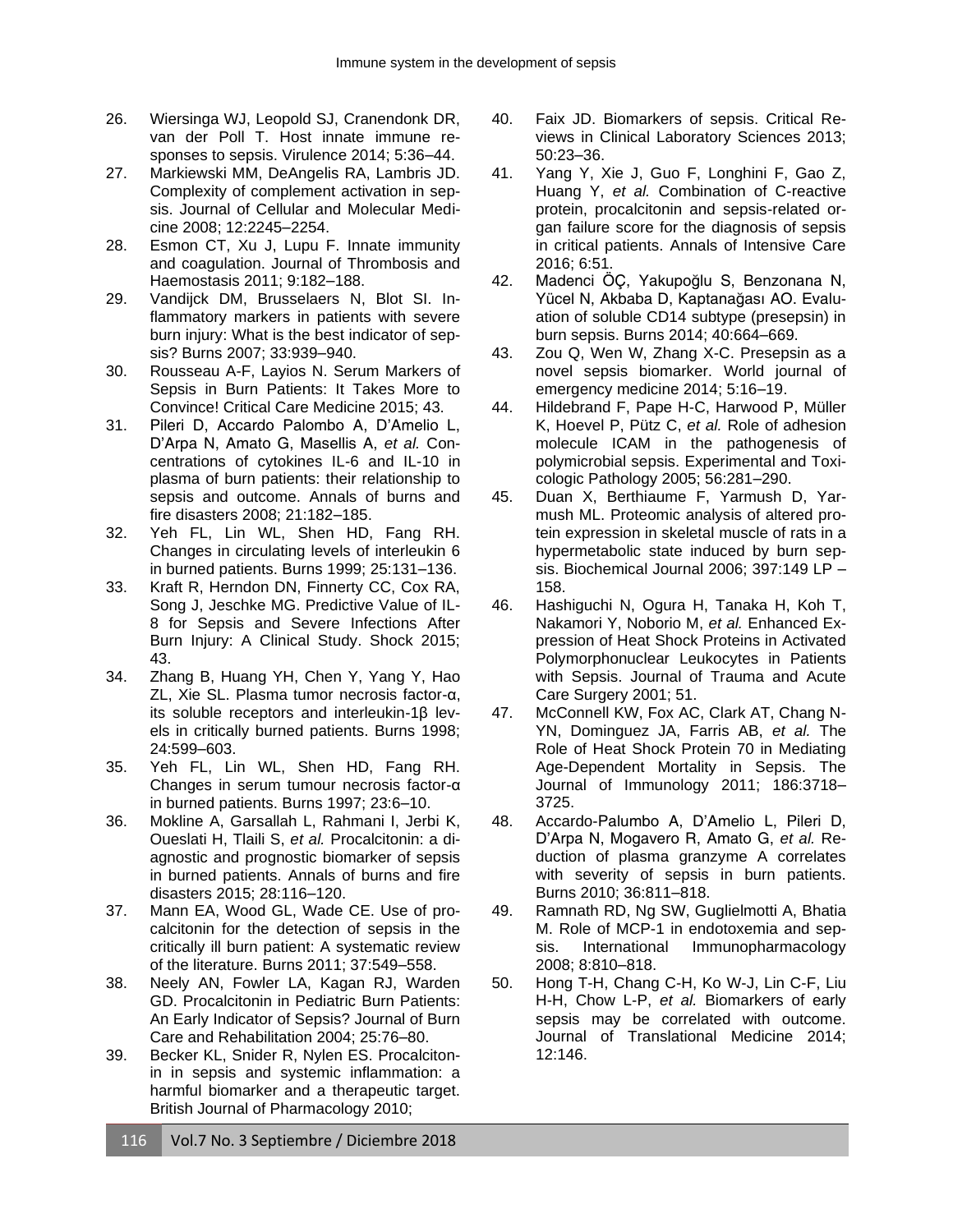26. Wiersinga WJ, Leopold SJ, Cranendonk DR, van der Poll T. Host innate immune responses to sepsis. Virulence 2014; 5:36–44.
27. Markiewski MM, DeAngelis RA, Lambris JD. Complexity of complement activation in sepsis. Journal of Cellular and Molecular Medicine 2008; 12:2245–2254.
28. Esmon CT, Xu J, Lupu F. Innate immunity and coagulation. Journal of Thrombosis and Haemostasis 2011; 9:182–188.
29. Vandijck DM, Brusselaers N, Blot SI. Inflammatory markers in patients with severe burn injury: What is the best indicator of sepsis? Burns 2007; 33:939–940.
30. Rousseau A-F, Layios N. Serum Markers of Sepsis in Burn Patients: It Takes More to Convince! Critical Care Medicine 2015; 43.
31. Pileri D, Accardo Palombo A, D'Amelio L, D'Arpa N, Amato G, Masellis A, *et al.* Concentrations of cytokines IL-6 and IL-10 in plasma of burn patients: their relationship to sepsis and outcome. Annals of burns and fire disasters 2008; 21:182–185.
32. Yeh FL, Lin WL, Shen HD, Fang RH. Changes in circulating levels of interleukin 6 in burned patients. Burns 1999; 25:131–136.
33. Kraft R, Herndon DN, Finnerty CC, Cox RA, Song J, Jeschke MG. Predictive Value of IL-8 for Sepsis and Severe Infections After Burn Injury: A Clinical Study. Shock 2015; 43.
34. Zhang B, Huang YH, Chen Y, Yang Y, Hao ZL, Xie SL. Plasma tumor necrosis factor-α, its soluble receptors and interleukin-1β levels in critically burned patients. Burns 1998; 24:599–603.
35. Yeh FL, Lin WL, Shen HD, Fang RH. Changes in serum tumour necrosis factor-α in burned patients. Burns 1997; 23:6–10.
36. Mokline A, Garsallah L, Rahmani I, Jerbi K, Oueslati H, Tlaili S, *et al.* Procalcitonin: a diagnostic and prognostic biomarker of sepsis in burned patients. Annals of burns and fire disasters 2015; 28:116–120.
37. Mann EA, Wood GL, Wade CE. Use of procalcitonin for the detection of sepsis in the critically ill burn patient: A systematic review of the literature. Burns 2011; 37:549–558.
38. Neely AN, Fowler LA, Kagan RJ, Warden GD. Procalcitonin in Pediatric Burn Patients: An Early Indicator of Sepsis? Journal of Burn Care and Rehabilitation 2004; 25:76–80.
39. Becker KL, Snider R, Nylen ES. Procalcitonin in sepsis and systemic inflammation: a harmful biomarker and a therapeutic target. British Journal of Pharmacology 2010;
40. Faix JD. Biomarkers of sepsis. Critical Reviews in Clinical Laboratory Sciences 2013; 50:23–36.
41. Yang Y, Xie J, Guo F, Longhini F, Gao Z, Huang Y, *et al.* Combination of C-reactive protein, procalcitonin and sepsis-related organ failure score for the diagnosis of sepsis in critical patients. Annals of Intensive Care 2016; 6:51.
42. Madenci ÖÇ, Yakupoğlu S, Benzonana N, Yücel N, Akbaba D, Kaptanağası AO. Evaluation of soluble CD14 subtype (presepsin) in burn sepsis. Burns 2014; 40:664–669.
43. Zou Q, Wen W, Zhang X-C. Presepsin as a novel sepsis biomarker. World journal of emergency medicine 2014; 5:16–19.
44. Hildebrand F, Pape H-C, Harwood P, Müller K, Hoevel P, Pütz C, *et al.* Role of adhesion molecule ICAM in the pathogenesis of polymicrobial sepsis. Experimental and Toxicologic Pathology 2005; 56:281–290.
45. Duan X, Berthiaume F, Yarmush D, Yarmush ML. Proteomic analysis of altered protein expression in skeletal muscle of rats in a hypermetabolic state induced by burn sepsis. Biochemical Journal 2006; 397:149 LP – 158.
46. Hashiguchi N, Ogura H, Tanaka H, Koh T, Nakamori Y, Noborio M, *et al.* Enhanced Expression of Heat Shock Proteins in Activated Polymorphonuclear Leukocytes in Patients with Sepsis. Journal of Trauma and Acute Care Surgery 2001; 51.
47. McConnell KW, Fox AC, Clark AT, Chang N-YN, Dominguez JA, Farris AB, *et al.* The Role of Heat Shock Protein 70 in Mediating Age-Dependent Mortality in Sepsis. The Journal of Immunology 2011; 186:3718–3725.
48. Accardo-Palumbo A, D'Amelio L, Pileri D, D'Arpa N, Mogavero R, Amato G, *et al.* Reduction of plasma granzyme A correlates with severity of sepsis in burn patients. Burns 2010; 36:811–818.
49. Ramnath RD, Ng SW, Guglielmotti A, Bhatia M. Role of MCP-1 in endotoxemia and sepsis. International Immunopharmacology 2008; 8:810–818.
50. Hong T-H, Chang C-H, Ko W-J, Lin C-F, Liu H-H, Chow L-P, *et al.* Biomarkers of early sepsis may be correlated with outcome. Journal of Translational Medicine 2014; 12:146.